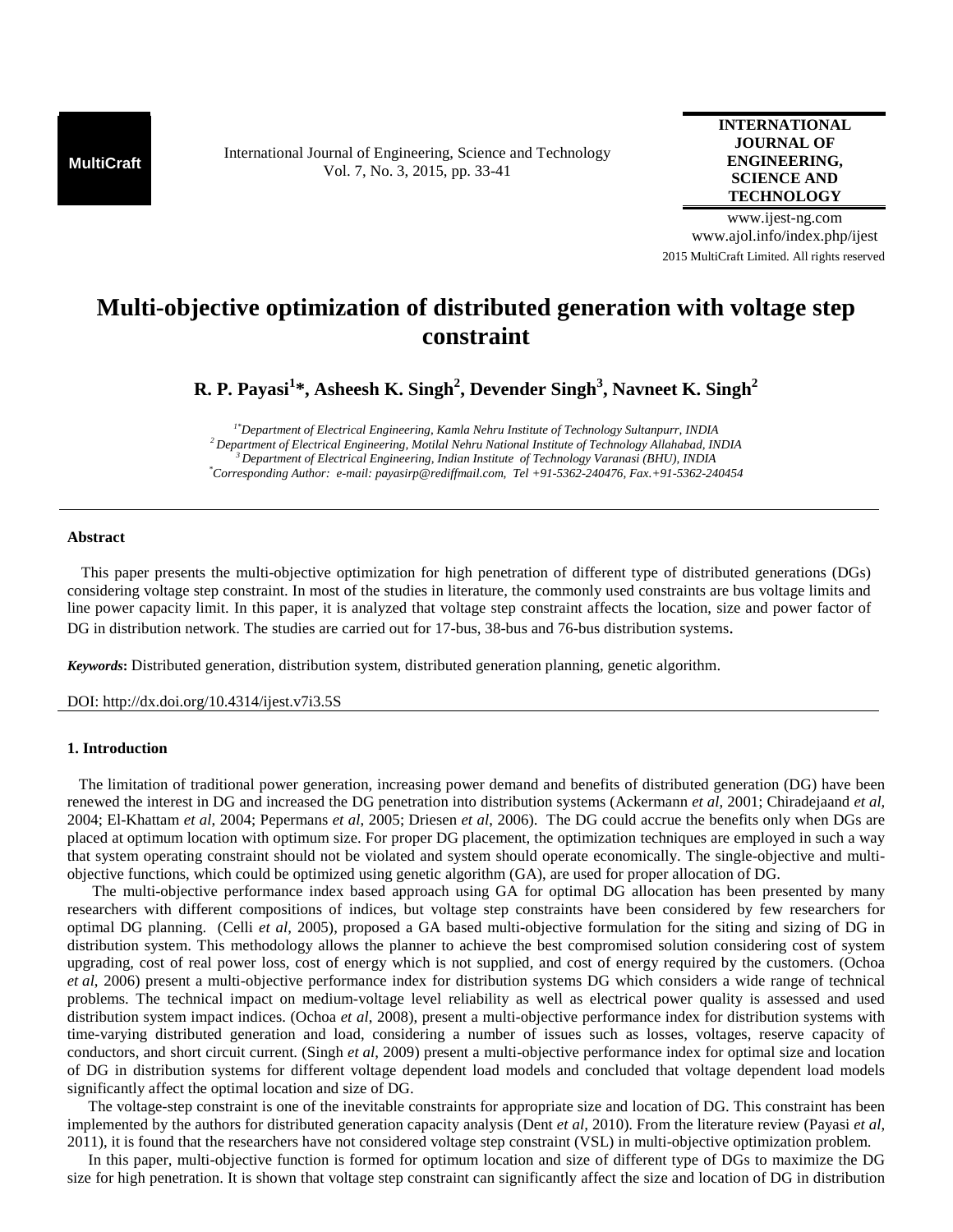MultiCraft

International Journal of Engineering, Science and Technology
Vol. 7, No. 3, 2015, pp. 33-41

**INTERNATIONAL JOURNAL OF ENGINEERING, SCIENCE AND TECHNOLOGY**

www.ijest-ng.com
www.ajol.info/index.php/ijest
2015 MultiCraft Limited. All rights reserved

# Multi-objective optimization of distributed generation with voltage step constraint

**R. P. Payasi[1]\*, Asheesh K. Singh[2], Devender Singh[3], Navneet K. Singh[2]**

*[1\*]Department of Electrical Engineering, Kamla Nehru Institute of Technology Sultanpurr, INDIA*
*[2]Department of Electrical Engineering, Motilal Nehru National Institute of Technology Allahabad, INDIA*
*[3]Department of Electrical Engineering, Indian Institute of Technology Varanasi (BHU), INDIA*
*[\*]Corresponding Author: e-mail: payasirp@rediffmail.com, Tel +91-5362-240476, Fax.+91-5362-240454*

---

### Abstract

This paper presents the multi-objective optimization for high penetration of different type of distributed generations (DGs) considering voltage step constraint. In most of the studies in literature, the commonly used constraints are bus voltage limits and line power capacity limit. In this paper, it is analyzed that voltage step constraint affects the location, size and power factor of DG in distribution network. The studies are carried out for 17-bus, 38-bus and 76-bus distribution systems.

***Keywords*:** Distributed generation, distribution system, distributed generation planning, genetic algorithm.

DOI: http://dx.doi.org/10.4314/ijest.v7i3.5S

---

### 1. Introduction

The limitation of traditional power generation, increasing power demand and benefits of distributed generation (DG) have been renewed the interest in DG and increased the DG penetration into distribution systems (Ackermann *et al*, 2001; Chiradejaand *et al*, 2004; El-Khattam *et al*, 2004; Pepermans *et al*, 2005; Driesen *et al*, 2006). The DG could accrue the benefits only when DGs are placed at optimum location with optimum size. For proper DG placement, the optimization techniques are employed in such a way that system operating constraint should not be violated and system should operate economically. The single-objective and multi-objective functions, which could be optimized using genetic algorithm (GA), are used for proper allocation of DG.

The multi-objective performance index based approach using GA for optimal DG allocation has been presented by many researchers with different compositions of indices, but voltage step constraints have been considered by few researchers for optimal DG planning. (Celli *et al*, 2005), proposed a GA based multi-objective formulation for the siting and sizing of DG in distribution system. This methodology allows the planner to achieve the best compromised solution considering cost of system upgrading, cost of real power loss, cost of energy which is not supplied, and cost of energy required by the customers. (Ochoa *et al*, 2006) present a multi-objective performance index for distribution systems DG which considers a wide range of technical problems. The technical impact on medium-voltage level reliability as well as electrical power quality is assessed and used distribution system impact indices. (Ochoa *et al*, 2008), present a multi-objective performance index for distribution systems with time-varying distributed generation and load, considering a number of issues such as losses, voltages, reserve capacity of conductors, and short circuit current. (Singh *et al*, 2009) present a multi-objective performance index for optimal size and location of DG in distribution systems for different voltage dependent load models and concluded that voltage dependent load models significantly affect the optimal location and size of DG.

The voltage-step constraint is one of the inevitable constraints for appropriate size and location of DG. This constraint has been implemented by the authors for distributed generation capacity analysis (Dent *et al*, 2010). From the literature review (Payasi *et al*, 2011), it is found that the researchers have not considered voltage step constraint (VSL) in multi-objective optimization problem.

In this paper, multi-objective function is formed for optimum location and size of different type of DGs to maximize the DG size for high penetration. It is shown that voltage step constraint can significantly affect the size and location of DG in distribution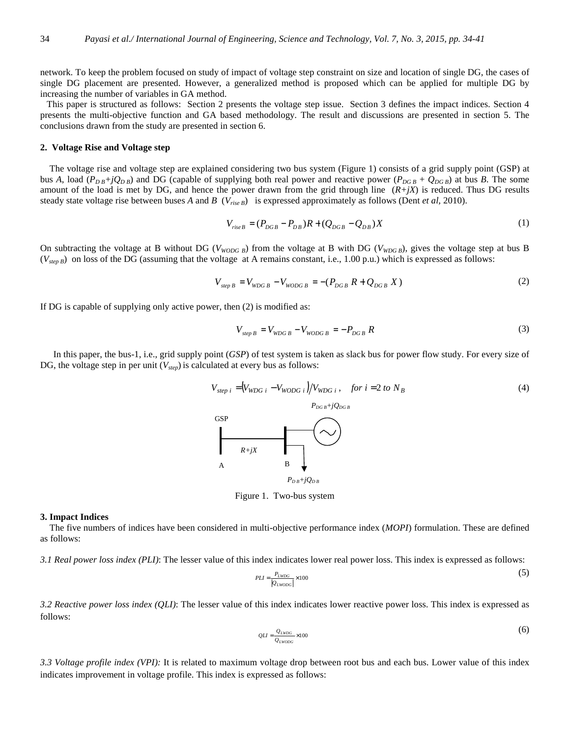network. To keep the problem focused on study of impact of voltage step constraint on size and location of single DG, the cases of single DG placement are presented. However, a generalized method is proposed which can be applied for multiple DG by increasing the number of variables in GA method.

This paper is structured as follows: Section 2 presents the voltage step issue. Section 3 defines the impact indices. Section 4 presents the multi-objective function and GA based methodology. The result and discussions are presented in section 5. The conclusions drawn from the study are presented in section 6.

## 2. Voltage Rise and Voltage step

The voltage rise and voltage step are explained considering two bus system (Figure 1) consists of a grid supply point (GSP) at bus *A*, load ($P_{D\,B}+jQ_{D\,B}$) and DG (capable of supplying both real power and reactive power ($P_{DG\,B} + Q_{DG\,B}$) at bus *B*. The some amount of the load is met by DG, and hence the power drawn from the grid through line ($R+jX$) is reduced. Thus DG results steady state voltage rise between buses *A* and *B* ($V_{rise\,B}$) is expressed approximately as follows (Dent *et al*, 2010).

$$V_{rise\,B} = (P_{DG\,B} - P_{D\,B})R + (Q_{DG\,B} - Q_{D\,B})X \tag{1}$$

On subtracting the voltage at B without DG ($V_{WODG\,B}$) from the voltage at B with DG ($V_{WDG\,B}$), gives the voltage step at bus B ($V_{step\,B}$) on loss of the DG (assuming that the voltage at A remains constant, i.e., 1.00 p.u.) which is expressed as follows:

$$V_{step\,B} = V_{WDG\,B} - V_{WODG\,B} = -(P_{DG\,B}\,R + Q_{DG\,B}\,X) \tag{2}$$

If DG is capable of supplying only active power, then (2) is modified as:

$$V_{step\,B} = V_{WDG\,B} - V_{WODG\,B} = -P_{DG\,B}\,R \tag{3}$$

In this paper, the bus-1, i.e., grid supply point (*GSP*) of test system is taken as slack bus for power flow study. For every size of DG, the voltage step in per unit ($V_{step}$) is calculated at every bus as follows:

$$V_{step\,i} = \left(V_{WDG\,i} - V_{WODG\,i}\right)/V_{WDG\,i}\,, \quad for\ i = 2\ to\ N_B \tag{4}$$

Figure 1. Two-bus system

## 3. Impact Indices

The five numbers of indices have been considered in multi-objective performance index (*MOPI*) formulation. These are defined as follows:

*3.1 Real power loss index (PLI)*: The lesser value of this index indicates lower real power loss. This index is expressed as follows:

$$PLI = \frac{P_{LWDG}}{\left|Q_{LWODG}\right|} \times 100 \tag{5}$$

*3.2 Reactive power loss index (QLI)*: The lesser value of this index indicates lower reactive power loss. This index is expressed as follows:

$$QLI = \frac{Q_{LWDG}}{Q_{LWODG}} \times 100 \tag{6}$$

*3.3 Voltage profile index (VPI):* It is related to maximum voltage drop between root bus and each bus. Lower value of this index indicates improvement in voltage profile. This index is expressed as follows: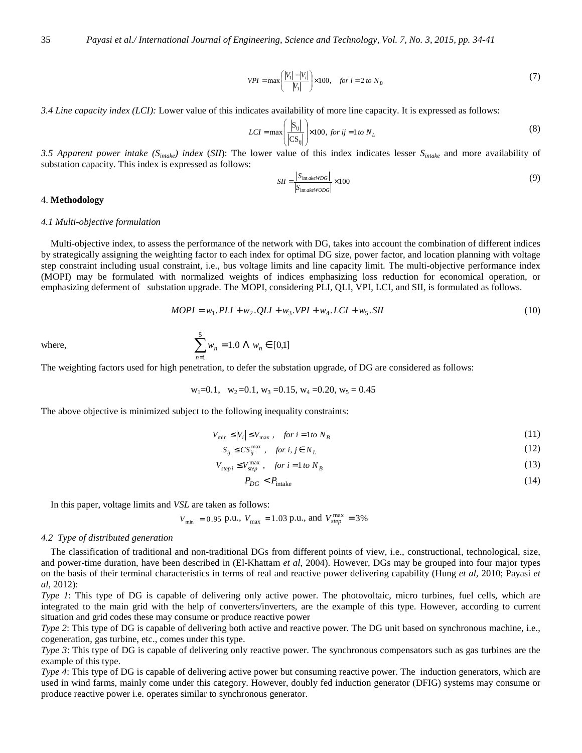$$VPI = \max\left(\frac{|V_1| - |V_i|}{|V_1|}\right) \times 100, \quad \textit{for } i = 2 \textit{ to } N_B \tag{7}$$

*3.4 Line capacity index (LCI):* Lower value of this indicates availability of more line capacity. It is expressed as follows:

$$LCI = \max\left(\frac{|S_{ij}|}{|CS_{ij}|}\right) \times 100, \textit{ for } ij = 1 \textit{ to } N_L \tag{8}$$

*3.5 Apparent power intake ($S_{intake}$) index* (*SII*): The lower value of this index indicates lesser $S_{intake}$ and more availability of substation capacity. This index is expressed as follows:

$$SII = \frac{|S_{intakeWDG}|}{|S_{intakeWODG}|} \times 100 \tag{9}$$

## 4. **Methodology**

### *4.1 Multi-objective formulation*

Multi-objective index, to assess the performance of the network with DG, takes into account the combination of different indices by strategically assigning the weighting factor to each index for optimal DG size, power factor, and location planning with voltage step constraint including usual constraint, i.e., bus voltage limits and line capacity limit. The multi-objective performance index (MOPI) may be formulated with normalized weights of indices emphasizing loss reduction for economical operation, or emphasizing deferment of substation upgrade. The MOPI, considering PLI, QLI, VPI, LCI, and SII, is formulated as follows.

$$MOPI = w_1.PLI + w_2.QLI + w_3.VPI + w_4.LCI + w_5.SII \tag{10}$$

where, $$\sum_{n=1}^{5} w_n = 1.0 \wedge w_n \in [0,1]$$

The weighting factors used for high penetration, to defer the substation upgrade, of DG are considered as follows:

$w_1$=0.1, $w_2$=0.1, $w_3$=0.15, $w_4$=0.20, $w_5$ = 0.45

The above objective is minimized subject to the following inequality constraints:

$$V_{\min} \le |V_i| \le V_{\max}, \quad \textit{for } i = 1 \textit{ to } N_B \tag{11}$$

$$S_{ij} \le CS_{ij}^{\max}, \quad \textit{for } i, j \in N_L \tag{12}$$

$$V_{step\,i} \le V_{step}^{\max}, \quad \textit{for } i = 1 \textit{ to } N_B \tag{13}$$

$$P_{DG} < P_{\text{intake}} \tag{14}$$

In this paper, voltage limits and *VSL* are taken as follows:

$V_{\min} = 0.95$ p.u., $V_{\max} = 1.03$ p.u., and $V_{step}^{\max} = 3\%$

### *4.2 Type of distributed generation*

The classification of traditional and non-traditional DGs from different points of view, i.e., constructional, technological, size, and power-time duration, have been described in (El-Khattam *et al*, 2004). However, DGs may be grouped into four major types on the basis of their terminal characteristics in terms of real and reactive power delivering capability (Hung *et al*, 2010; Payasi *et al*, 2012):

*Type 1*: This type of DG is capable of delivering only active power. The photovoltaic, micro turbines, fuel cells, which are integrated to the main grid with the help of converters/inverters, are the example of this type. However, according to current situation and grid codes these may consume or produce reactive power

*Type 2*: This type of DG is capable of delivering both active and reactive power. The DG unit based on synchronous machine, i.e., cogeneration, gas turbine, etc., comes under this type.

*Type 3*: This type of DG is capable of delivering only reactive power. The synchronous compensators such as gas turbines are the example of this type.

*Type 4*: This type of DG is capable of delivering active power but consuming reactive power. The induction generators, which are used in wind farms, mainly come under this category. However, doubly fed induction generator (DFIG) systems may consume or produce reactive power i.e. operates similar to synchronous generator.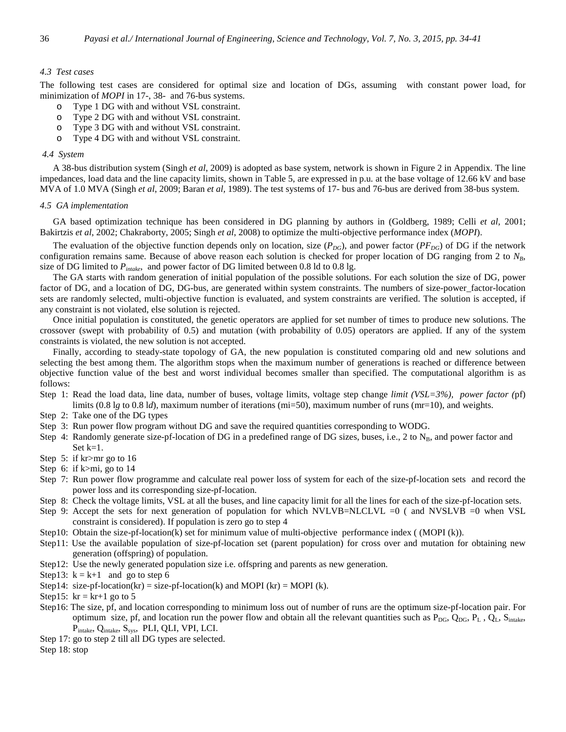### 4.3 Test cases

The following test cases are considered for optimal size and location of DGs, assuming with constant power load, for minimization of *MOPI* in 17-, 38- and 76-bus systems.

- Type 1 DG with and without VSL constraint.
- Type 2 DG with and without VSL constraint.
- Type 3 DG with and without VSL constraint.
- Type 4 DG with and without VSL constraint.

### 4.4 System

A 38-bus distribution system (Singh *et al*, 2009) is adopted as base system, network is shown in Figure 2 in Appendix. The line impedances, load data and the line capacity limits, shown in Table 5, are expressed in p.u. at the base voltage of 12.66 kV and base MVA of 1.0 MVA (Singh *et al*, 2009; Baran *et al*, 1989). The test systems of 17- bus and 76-bus are derived from 38-bus system.

### 4.5 GA implementation

GA based optimization technique has been considered in DG planning by authors in (Goldberg, 1989; Celli *et al*, 2001; Bakirtzis *et al*, 2002; Chakraborty, 2005; Singh *et al*, 2008) to optimize the multi-objective performance index (*MOPI*).

The evaluation of the objective function depends only on location, size ($P_{DG}$), and power factor ($PF_{DG}$) of DG if the network configuration remains same. Because of above reason each solution is checked for proper location of DG ranging from 2 to $N_B$, size of DG limited to $P_{intake}$, and power factor of DG limited between 0.8 ld to 0.8 lg.

The GA starts with random generation of initial population of the possible solutions. For each solution the size of DG, power factor of DG, and a location of DG, DG-bus, are generated within system constraints. The numbers of size-power_factor-location sets are randomly selected, multi-objective function is evaluated, and system constraints are verified. The solution is accepted, if any constraint is not violated, else solution is rejected.

Once initial population is constituted, the genetic operators are applied for set number of times to produce new solutions. The crossover (swept with probability of 0.5) and mutation (with probability of 0.05) operators are applied. If any of the system constraints is violated, the new solution is not accepted.

Finally, according to steady-state topology of GA, the new population is constituted comparing old and new solutions and selecting the best among them. The algorithm stops when the maximum number of generations is reached or difference between objective function value of the best and worst individual becomes smaller than specified. The computational algorithm is as follows:

Step 1: Read the load data, line data, number of buses, voltage limits, voltage step change *limit (VSL=3%), power factor (*pf) limits (0.8 l*g* to 0.8 l*d*), maximum number of iterations (mi=50), maximum number of runs (mr=10), and weights.

Step 2: Take one of the DG types

Step 3: Run power flow program without DG and save the required quantities corresponding to WODG.

Step 4: Randomly generate size-pf-location of DG in a predefined range of DG sizes, buses, i.e., 2 to $N_B$, and power factor and Set k=1.

Step 5: if kr>mr go to 16

Step 6: if k>mi, go to 14

Step 7: Run power flow programme and calculate real power loss of system for each of the size-pf-location sets and record the power loss and its corresponding size-pf-location.

Step 8: Check the voltage limits, VSL at all the buses, and line capacity limit for all the lines for each of the size-pf-location sets.

Step 9: Accept the sets for next generation of population for which NVLVB=NLCLVL =0 ( and NVSLVB =0 when VSL constraint is considered). If population is zero go to step 4

Step10: Obtain the size-pf-location(k) set for minimum value of multi-objective performance index ( (MOPI (k)).

Step11: Use the available population of size-pf-location set (parent population) for cross over and mutation for obtaining new generation (offspring) of population.

Step12: Use the newly generated population size i.e. offspring and parents as new generation.

Step13: k = k+1 and go to step 6

Step14: size-pf-location(kr) = size-pf-location(k) and MOPI (kr) = MOPI (k).

Step15: kr = kr+1 go to 5

Step16: The size, pf, and location corresponding to minimum loss out of number of runs are the optimum size-pf-location pair. For optimum size, pf, and location run the power flow and obtain all the relevant quantities such as $P_{DG}$, $Q_{DG}$, $P_L$ , $Q_L$, $S_{intake}$, $P_{intake}$, $Q_{intake}$, $S_{sys}$, PLI, QLI, VPI, LCI.

Step 17: go to step 2 till all DG types are selected.

Step 18: stop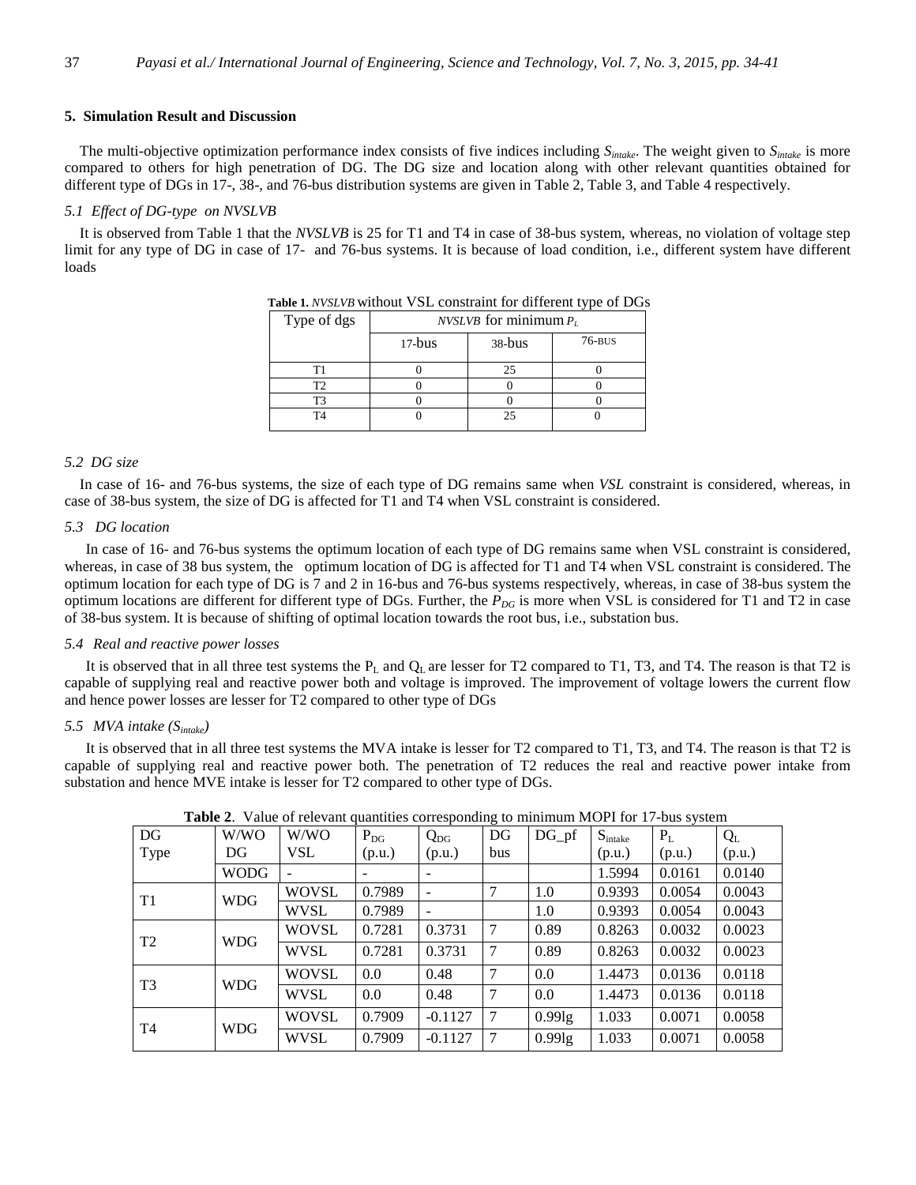## 5. Simulation Result and Discussion

The multi-objective optimization performance index consists of five indices including $S_{intake}$. The weight given to $S_{intake}$ is more compared to others for high penetration of DG. The DG size and location along with other relevant quantities obtained for different type of DGs in 17-, 38-, and 76-bus distribution systems are given in Table 2, Table 3, and Table 4 respectively.

### *5.1 Effect of DG-type on NVSLVB*

It is observed from Table 1 that the *NVSLVB* is 25 for T1 and T4 in case of 38-bus system, whereas, no violation of voltage step limit for any type of DG in case of 17- and 76-bus systems. It is because of load condition, i.e., different system have different loads

**Table 1.** *NVSLVB* without VSL constraint for different type of DGs

| Type of dgs | *NVSLVB* for minimum $P_L$ | | |
|---|---|---|---|
| | 17-bus | 38-bus | 76-BUS |
| T1 | 0 | 25 | 0 |
| T2 | 0 | 0 | 0 |
| T3 | 0 | 0 | 0 |
| T4 | 0 | 25 | 0 |

### *5.2 DG size*

In case of 16- and 76-bus systems, the size of each type of DG remains same when *VSL* constraint is considered, whereas, in case of 38-bus system, the size of DG is affected for T1 and T4 when VSL constraint is considered.

### *5.3 DG location*

In case of 16- and 76-bus systems the optimum location of each type of DG remains same when VSL constraint is considered, whereas, in case of 38 bus system, the optimum location of DG is affected for T1 and T4 when VSL constraint is considered. The optimum location for each type of DG is 7 and 2 in 16-bus and 76-bus systems respectively, whereas, in case of 38-bus system the optimum locations are different for different type of DGs. Further, the $P_{DG}$ is more when VSL is considered for T1 and T2 in case of 38-bus system. It is because of shifting of optimal location towards the root bus, i.e., substation bus.

### *5.4 Real and reactive power losses*

It is observed that in all three test systems the $P_L$ and $Q_L$ are lesser for T2 compared to T1, T3, and T4. The reason is that T2 is capable of supplying real and reactive power both and voltage is improved. The improvement of voltage lowers the current flow and hence power losses are lesser for T2 compared to other type of DGs

### *5.5 MVA intake ($S_{intake}$)*

It is observed that in all three test systems the MVA intake is lesser for T2 compared to T1, T3, and T4. The reason is that T2 is capable of supplying real and reactive power both. The penetration of T2 reduces the real and reactive power intake from substation and hence MVE intake is lesser for T2 compared to other type of DGs.

**Table 2**. Value of relevant quantities corresponding to minimum MOPI for 17-bus system

| DG Type | W/WO DG | W/WO VSL | $P_{DG}$ (p.u.) | $Q_{DG}$ (p.u.) | DG bus | DG_pf | $S_{intake}$ (p.u.) | $P_L$ (p.u.) | $Q_L$ (p.u.) |
|---|---|---|---|---|---|---|---|---|---|
| | WODG | - | - | - | | | 1.5994 | 0.0161 | 0.0140 |
| T1 | WDG | WOVSL | 0.7989 | - | 7 | 1.0 | 0.9393 | 0.0054 | 0.0043 |
| | | WVSL | 0.7989 | - | | 1.0 | 0.9393 | 0.0054 | 0.0043 |
| T2 | WDG | WOVSL | 0.7281 | 0.3731 | 7 | 0.89 | 0.8263 | 0.0032 | 0.0023 |
| | | WVSL | 0.7281 | 0.3731 | 7 | 0.89 | 0.8263 | 0.0032 | 0.0023 |
| T3 | WDG | WOVSL | 0.0 | 0.48 | 7 | 0.0 | 1.4473 | 0.0136 | 0.0118 |
| | | WVSL | 0.0 | 0.48 | 7 | 0.0 | 1.4473 | 0.0136 | 0.0118 |
| T4 | WDG | WOVSL | 0.7909 | -0.1127 | 7 | 0.99lg | 1.033 | 0.0071 | 0.0058 |
| | | WVSL | 0.7909 | -0.1127 | 7 | 0.99lg | 1.033 | 0.0071 | 0.0058 |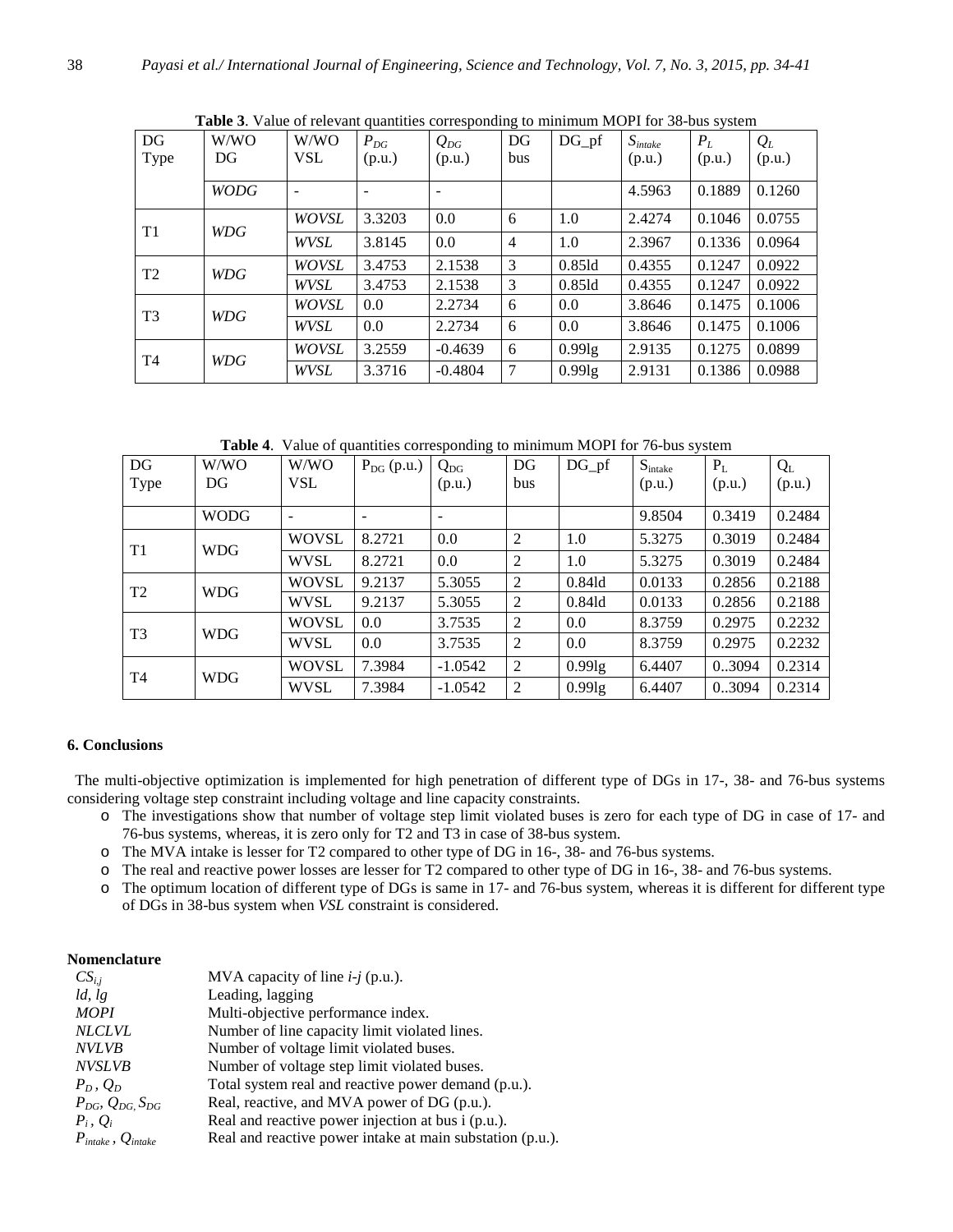**Table 3**. Value of relevant quantities corresponding to minimum MOPI for 38-bus system

| DG Type | W/WO DG | W/WO VSL | $P_{DG}$ (p.u.) | $Q_{DG}$ (p.u.) | DG bus | DG_pf | $S_{intake}$ (p.u.) | $P_L$ (p.u.) | $Q_L$ (p.u.) |
|---|---|---|---|---|---|---|---|---|---|
| | *WODG* | - | - | - | | | 4.5963 | 0.1889 | 0.1260 |
| T1 | *WDG* | *WOVSL* | 3.3203 | 0.0 | 6 | 1.0 | 2.4274 | 0.1046 | 0.0755 |
| | | *WVSL* | 3.8145 | 0.0 | 4 | 1.0 | 2.3967 | 0.1336 | 0.0964 |
| T2 | *WDG* | *WOVSL* | 3.4753 | 2.1538 | 3 | 0.85ld | 0.4355 | 0.1247 | 0.0922 |
| | | *WVSL* | 3.4753 | 2.1538 | 3 | 0.85ld | 0.4355 | 0.1247 | 0.0922 |
| T3 | *WDG* | *WOVSL* | 0.0 | 2.2734 | 6 | 0.0 | 3.8646 | 0.1475 | 0.1006 |
| | | *WVSL* | 0.0 | 2.2734 | 6 | 0.0 | 3.8646 | 0.1475 | 0.1006 |
| T4 | *WDG* | *WOVSL* | 3.2559 | -0.4639 | 6 | 0.99lg | 2.9135 | 0.1275 | 0.0899 |
| | | *WVSL* | 3.3716 | -0.4804 | 7 | 0.99lg | 2.9131 | 0.1386 | 0.0988 |

**Table 4**. Value of quantities corresponding to minimum MOPI for 76-bus system

| DG Type | W/WO DG | W/WO VSL | $P_{DG}$ (p.u.) | $Q_{DG}$ (p.u.) | DG bus | DG_pf | $S_{intake}$ (p.u.) | $P_L$ (p.u.) | $Q_L$ (p.u.) |
|---|---|---|---|---|---|---|---|---|---|
| | WODG | - | - | - | | | 9.8504 | 0.3419 | 0.2484 |
| T1 | WDG | WOVSL | 8.2721 | 0.0 | 2 | 1.0 | 5.3275 | 0.3019 | 0.2484 |
| | | WVSL | 8.2721 | 0.0 | 2 | 1.0 | 5.3275 | 0.3019 | 0.2484 |
| T2 | WDG | WOVSL | 9.2137 | 5.3055 | 2 | 0.84ld | 0.0133 | 0.2856 | 0.2188 |
| | | WVSL | 9.2137 | 5.3055 | 2 | 0.84ld | 0.0133 | 0.2856 | 0.2188 |
| T3 | WDG | WOVSL | 0.0 | 3.7535 | 2 | 0.0 | 8.3759 | 0.2975 | 0.2232 |
| | | WVSL | 0.0 | 3.7535 | 2 | 0.0 | 8.3759 | 0.2975 | 0.2232 |
| T4 | WDG | WOVSL | 7.3984 | -1.0542 | 2 | 0.99lg | 6.4407 | 0..3094 | 0.2314 |
| | | WVSL | 7.3984 | -1.0542 | 2 | 0.99lg | 6.4407 | 0..3094 | 0.2314 |

## 6. Conclusions

The multi-objective optimization is implemented for high penetration of different type of DGs in 17-, 38- and 76-bus systems considering voltage step constraint including voltage and line capacity constraints.

- The investigations show that number of voltage step limit violated buses is zero for each type of DG in case of 17- and 76-bus systems, whereas, it is zero only for T2 and T3 in case of 38-bus system.
- The MVA intake is lesser for T2 compared to other type of DG in 16-, 38- and 76-bus systems.
- The real and reactive power losses are lesser for T2 compared to other type of DG in 16-, 38- and 76-bus systems.
- The optimum location of different type of DGs is same in 17- and 76-bus system, whereas it is different for different type of DGs in 38-bus system when *VSL* constraint is considered.

## Nomenclature

| | |
|---|---|
| $CS_{i,j}$ | MVA capacity of line *i-j* (p.u.). |
| *ld*, *lg* | Leading, lagging |
| *MOPI* | Multi-objective performance index. |
| *NLCLVL* | Number of line capacity limit violated lines. |
| *NVLVB* | Number of voltage limit violated buses. |
| *NVSLVB* | Number of voltage step limit violated buses. |
| $P_D$ , $Q_D$ | Total system real and reactive power demand (p.u.). |
| $P_{DG}$, $Q_{DG,}$ $S_{DG}$ | Real, reactive, and MVA power of DG (p.u.). |
| $P_i$ , $Q_i$ | Real and reactive power injection at bus i (p.u.). |
| $P_{intake}$ , $Q_{intake}$ | Real and reactive power intake at main substation (p.u.). |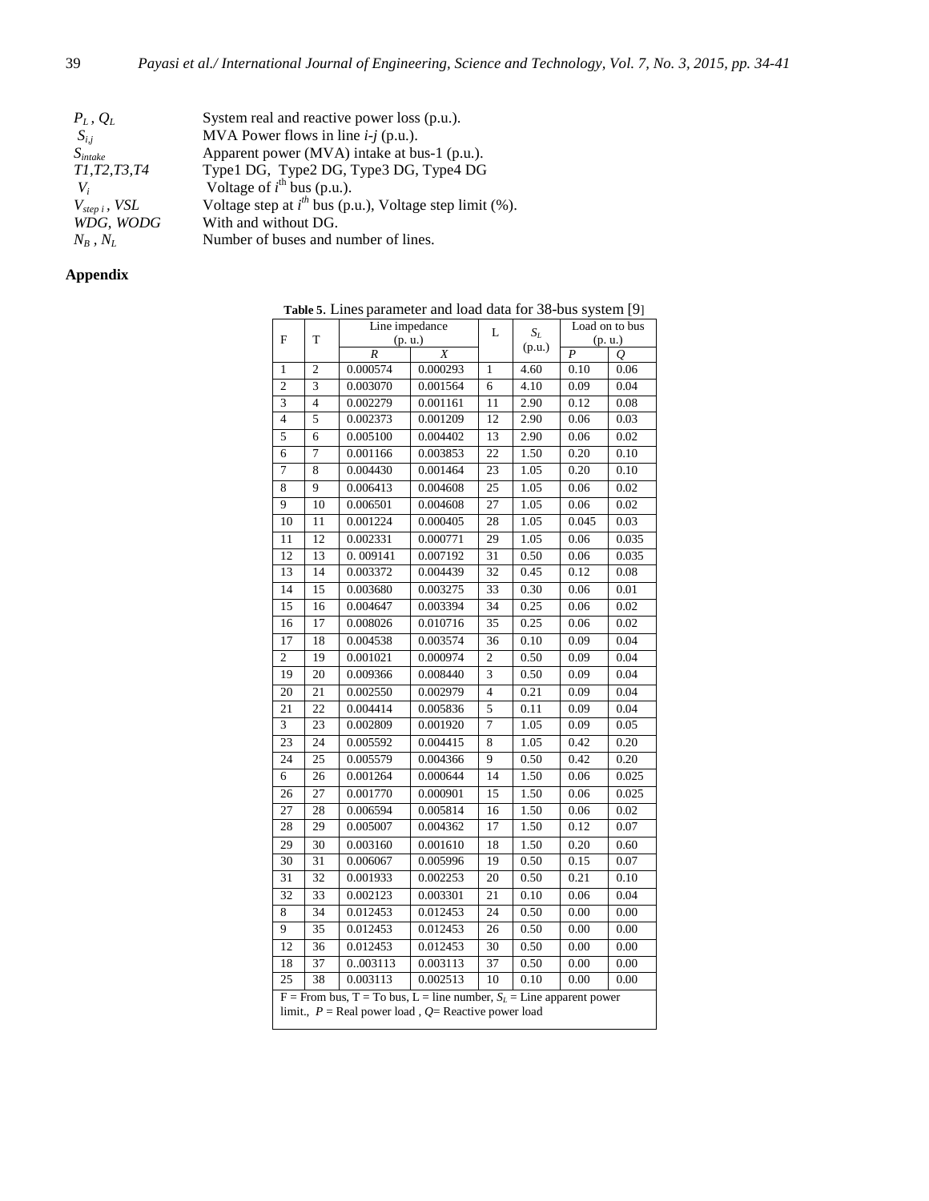| | |
|---|---|
| $P_L$ , $Q_L$ | System real and reactive power loss (p.u.). |
| $S_{i,j}$ | MVA Power flows in line *i-j* (p.u.). |
| $S_{intake}$ | Apparent power (MVA) intake at bus-1 (p.u.). |
| *T1,T2,T3,T4* | Type1 DG, Type2 DG, Type3 DG, Type4 DG |
| $V_i$ | Voltage of $i^{th}$ bus (p.u.). |
| $V_{step\ i}$ , *VSL* | Voltage step at $i^{th}$ bus (p.u.), Voltage step limit (%). |
| *WDG*, *WODG* | With and without DG. |
| $N_B$ , $N_L$ | Number of buses and number of lines. |

## Appendix

**Table 5**. Lines parameter and load data for 38-bus system [9]

| F | T | Line impedance (p. u.) | | L | $S_L$ (p.u.) | Load on to bus (p. u.) | |
|---|---|---|---|---|---|---|---|
| | | *R* | *X* | | | *P* | *Q* |
| 1 | 2 | 0.000574 | 0.000293 | 1 | 4.60 | 0.10 | 0.06 |
| 2 | 3 | 0.003070 | 0.001564 | 6 | 4.10 | 0.09 | 0.04 |
| 3 | 4 | 0.002279 | 0.001161 | 11 | 2.90 | 0.12 | 0.08 |
| 4 | 5 | 0.002373 | 0.001209 | 12 | 2.90 | 0.06 | 0.03 |
| 5 | 6 | 0.005100 | 0.004402 | 13 | 2.90 | 0.06 | 0.02 |
| 6 | 7 | 0.001166 | 0.003853 | 22 | 1.50 | 0.20 | 0.10 |
| 7 | 8 | 0.004430 | 0.001464 | 23 | 1.05 | 0.20 | 0.10 |
| 8 | 9 | 0.006413 | 0.004608 | 25 | 1.05 | 0.06 | 0.02 |
| 9 | 10 | 0.006501 | 0.004608 | 27 | 1.05 | 0.06 | 0.02 |
| 10 | 11 | 0.001224 | 0.000405 | 28 | 1.05 | 0.045 | 0.03 |
| 11 | 12 | 0.002331 | 0.000771 | 29 | 1.05 | 0.06 | 0.035 |
| 12 | 13 | 0. 009141 | 0.007192 | 31 | 0.50 | 0.06 | 0.035 |
| 13 | 14 | 0.003372 | 0.004439 | 32 | 0.45 | 0.12 | 0.08 |
| 14 | 15 | 0.003680 | 0.003275 | 33 | 0.30 | 0.06 | 0.01 |
| 15 | 16 | 0.004647 | 0.003394 | 34 | 0.25 | 0.06 | 0.02 |
| 16 | 17 | 0.008026 | 0.010716 | 35 | 0.25 | 0.06 | 0.02 |
| 17 | 18 | 0.004538 | 0.003574 | 36 | 0.10 | 0.09 | 0.04 |
| 2 | 19 | 0.001021 | 0.000974 | 2 | 0.50 | 0.09 | 0.04 |
| 19 | 20 | 0.009366 | 0.008440 | 3 | 0.50 | 0.09 | 0.04 |
| 20 | 21 | 0.002550 | 0.002979 | 4 | 0.21 | 0.09 | 0.04 |
| 21 | 22 | 0.004414 | 0.005836 | 5 | 0.11 | 0.09 | 0.04 |
| 3 | 23 | 0.002809 | 0.001920 | 7 | 1.05 | 0.09 | 0.05 |
| 23 | 24 | 0.005592 | 0.004415 | 8 | 1.05 | 0.42 | 0.20 |
| 24 | 25 | 0.005579 | 0.004366 | 9 | 0.50 | 0.42 | 0.20 |
| 6 | 26 | 0.001264 | 0.000644 | 14 | 1.50 | 0.06 | 0.025 |
| 26 | 27 | 0.001770 | 0.000901 | 15 | 1.50 | 0.06 | 0.025 |
| 27 | 28 | 0.006594 | 0.005814 | 16 | 1.50 | 0.06 | 0.02 |
| 28 | 29 | 0.005007 | 0.004362 | 17 | 1.50 | 0.12 | 0.07 |
| 29 | 30 | 0.003160 | 0.001610 | 18 | 1.50 | 0.20 | 0.60 |
| 30 | 31 | 0.006067 | 0.005996 | 19 | 0.50 | 0.15 | 0.07 |
| 31 | 32 | 0.001933 | 0.002253 | 20 | 0.50 | 0.21 | 0.10 |
| 32 | 33 | 0.002123 | 0.003301 | 21 | 0.10 | 0.06 | 0.04 |
| 8 | 34 | 0.012453 | 0.012453 | 24 | 0.50 | 0.00 | 0.00 |
| 9 | 35 | 0.012453 | 0.012453 | 26 | 0.50 | 0.00 | 0.00 |
| 12 | 36 | 0.012453 | 0.012453 | 30 | 0.50 | 0.00 | 0.00 |
| 18 | 37 | 0..003113 | 0.003113 | 37 | 0.50 | 0.00 | 0.00 |
| 25 | 38 | 0.003113 | 0.002513 | 10 | 0.10 | 0.00 | 0.00 |

F = From bus, T = To bus, L = line number, $S_L$ = Line apparent power limit., *P* = Real power load , *Q*= Reactive power load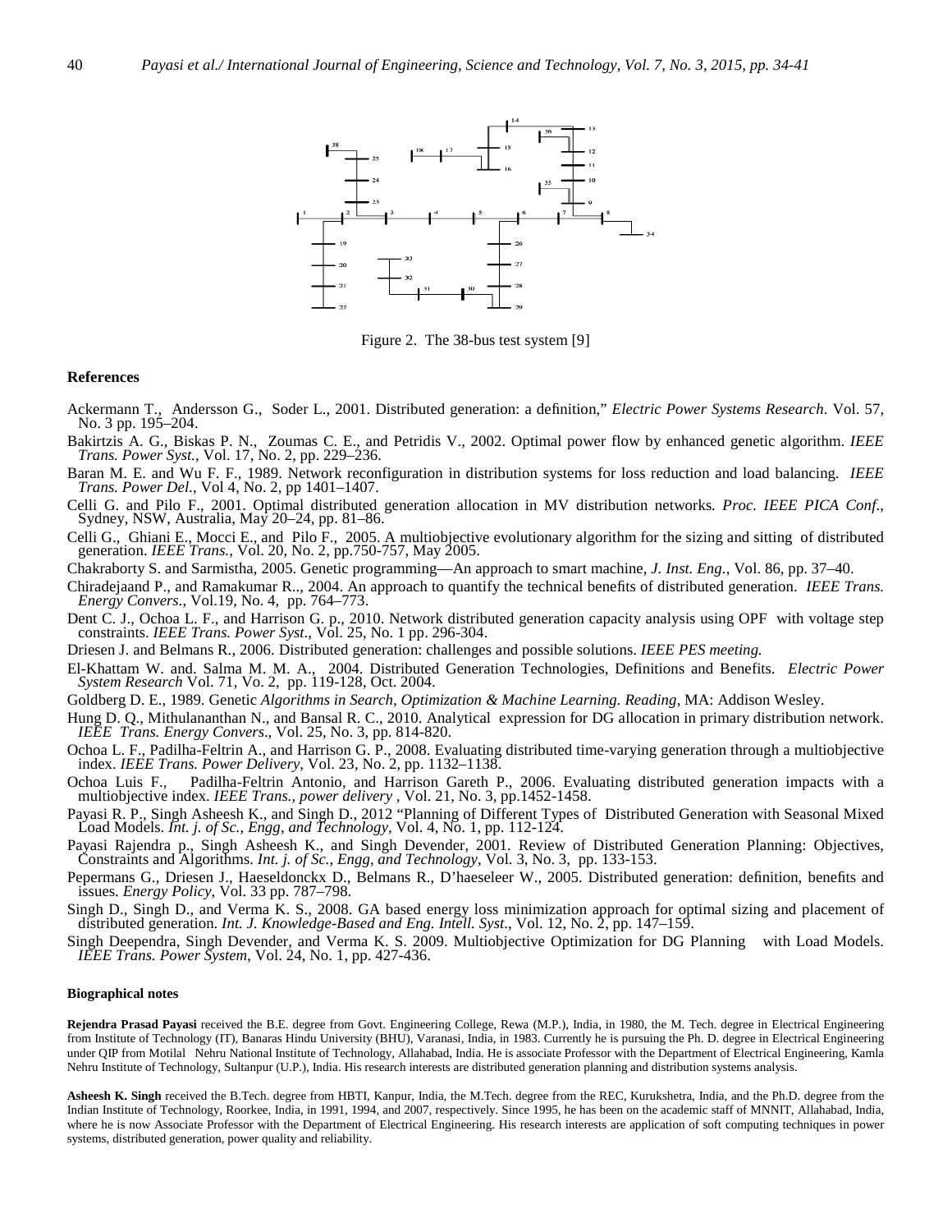Figure 2. The 38-bus test system [9]

### References

Ackermann T., Andersson G., Soder L., 2001. Distributed generation: a definition," *Electric Power Systems Research*. Vol. 57, No. 3 pp. 195–204.

Bakirtzis A. G., Biskas P. N., Zoumas C. E., and Petridis V., 2002. Optimal power flow by enhanced genetic algorithm. *IEEE Trans. Power Syst.*, Vol. 17, No. 2, pp. 229–236.

Baran M. E. and Wu F. F., 1989. Network reconfiguration in distribution systems for loss reduction and load balancing. *IEEE Trans. Power Del.*, Vol 4, No. 2, pp 1401–1407.

Celli G. and Pilo F., 2001. Optimal distributed generation allocation in MV distribution networks*. Proc. IEEE PICA Conf.*, Sydney, NSW, Australia, May 20–24, pp. 81–86.

Celli G., Ghiani E., Mocci E., and Pilo F., 2005. A multiobjective evolutionary algorithm for the sizing and sitting of distributed generation. *IEEE Trans.*, Vol. 20, No. 2, pp.750-757, May 2005.

Chakraborty S. and Sarmistha, 2005. Genetic programming—An approach to smart machine, *J. Inst. Eng*., Vol. 86, pp. 37–40.

Chiradejaand P., and Ramakumar R.., 2004. An approach to quantify the technical benefits of distributed generation. *IEEE Trans. Energy Convers*., Vol.19, No. 4, pp. 764–773.

Dent C. J., Ochoa L. F., and Harrison G. p., 2010. Network distributed generation capacity analysis using OPF with voltage step constraints. *IEEE Trans. Power Syst*., Vol. 25, No. 1 pp. 296-304.

Driesen J. and Belmans R., 2006. Distributed generation: challenges and possible solutions. *IEEE PES meeting.*

El-Khattam W. and. Salma M. M. A., 2004. Distributed Generation Technologies, Definitions and Benefits. *Electric Power System Research* Vol. 71, Vo. 2, pp. 119-128, Oct. 2004.

Goldberg D. E., 1989. Genetic *Algorithms in Search, Optimization & Machine Learning. Reading*, MA: Addison Wesley.

Hung D. Q., Mithulananthan N., and Bansal R. C., 2010. Analytical expression for DG allocation in primary distribution network. *IEEE Trans. Energy Convers*., Vol. 25, No. 3, pp. 814-820.

Ochoa L. F., Padilha-Feltrin A., and Harrison G. P., 2008. Evaluating distributed time-varying generation through a multiobjective index. *IEEE Trans. Power Delivery*, Vol. 23, No. 2, pp. 1132–1138.

Ochoa Luis F., Padilha-Feltrin Antonio, and Harrison Gareth P., 2006. Evaluating distributed generation impacts with a multiobjective index. *IEEE Trans., power delivery* , Vol. 21, No. 3, pp.1452-1458.

Payasi R. P., Singh Asheesh K., and Singh D., 2012 "Planning of Different Types of Distributed Generation with Seasonal Mixed Load Models. *Int. j. of Sc., Engg, and Technology*, Vol. 4, No. 1, pp. 112-124.

Payasi Rajendra p., Singh Asheesh K., and Singh Devender, 2001. Review of Distributed Generation Planning: Objectives, Constraints and Algorithms. *Int. j. of Sc., Engg, and Technology*, Vol. 3, No. 3, pp. 133-153.

Pepermans G., Driesen J., Haeseldonckx D., Belmans R., D'haeseleer W., 2005. Distributed generation: definition, benefits and issues. *Energy Policy*, Vol. 33 pp. 787–798.

Singh D., Singh D., and Verma K. S., 2008. GA based energy loss minimization approach for optimal sizing and placement of distributed generation. *Int. J. Knowledge-Based and Eng. Intell. Syst*., Vol. 12, No. 2, pp. 147–159.

Singh Deependra, Singh Devender, and Verma K. S. 2009. Multiobjective Optimization for DG Planning with Load Models. *IEEE Trans. Power System*, Vol. 24, No. 1, pp. 427-436.

#### Biographical notes

**Rejendra Prasad Payasi** received the B.E. degree from Govt. Engineering College, Rewa (M.P.), India, in 1980, the M. Tech. degree in Electrical Engineering from Institute of Technology (IT), Banaras Hindu University (BHU), Varanasi, India, in 1983. Currently he is pursuing the Ph. D. degree in Electrical Engineering under QIP from Motilal Nehru National Institute of Technology, Allahabad, India. He is associate Professor with the Department of Electrical Engineering, Kamla Nehru Institute of Technology, Sultanpur (U.P.), India. His research interests are distributed generation planning and distribution systems analysis.

**Asheesh K. Singh** received the B.Tech. degree from HBTI, Kanpur, India, the M.Tech. degree from the REC, Kurukshetra, India, and the Ph.D. degree from the Indian Institute of Technology, Roorkee, India, in 1991, 1994, and 2007, respectively. Since 1995, he has been on the academic staff of MNNIT, Allahabad, India, where he is now Associate Professor with the Department of Electrical Engineering. His research interests are application of soft computing techniques in power systems, distributed generation, power quality and reliability.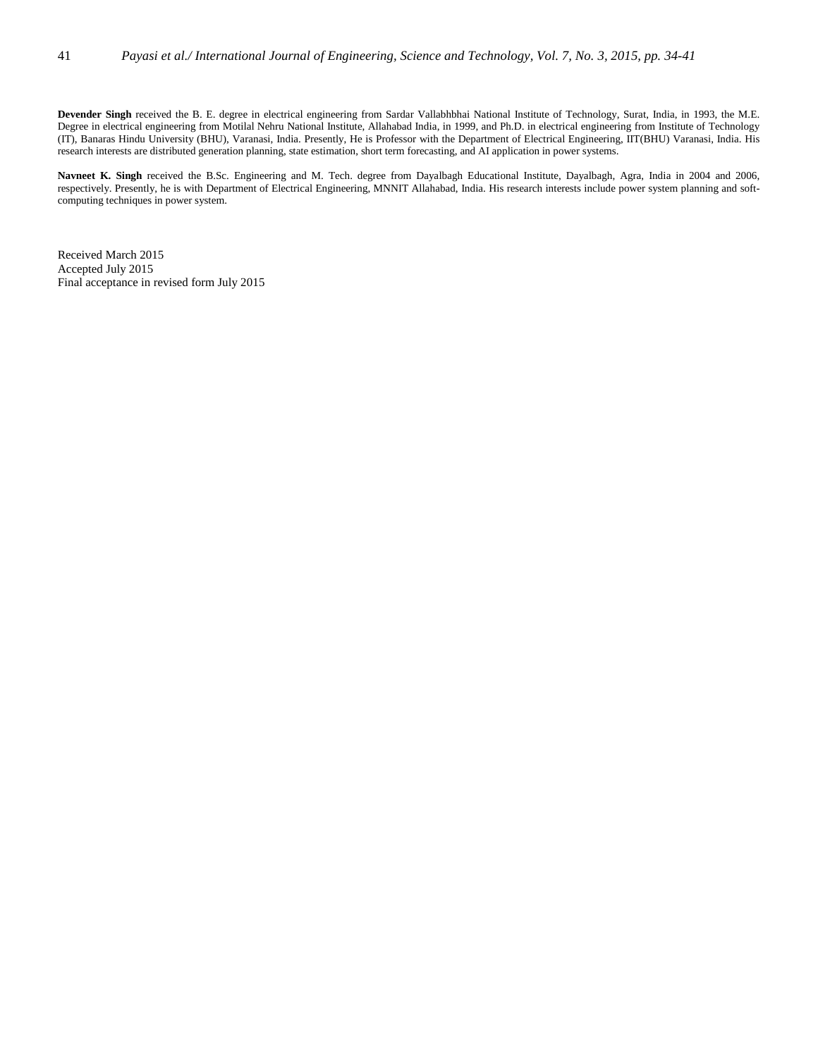**Devender Singh** received the B. E. degree in electrical engineering from Sardar Vallabhbhai National Institute of Technology, Surat, India, in 1993, the M.E. Degree in electrical engineering from Motilal Nehru National Institute, Allahabad India, in 1999, and Ph.D. in electrical engineering from Institute of Technology (IT), Banaras Hindu University (BHU), Varanasi, India. Presently, He is Professor with the Department of Electrical Engineering, IIT(BHU) Varanasi, India. His research interests are distributed generation planning, state estimation, short term forecasting, and AI application in power systems.

**Navneet K. Singh** received the B.Sc. Engineering and M. Tech. degree from Dayalbagh Educational Institute, Dayalbagh, Agra, India in 2004 and 2006, respectively. Presently, he is with Department of Electrical Engineering, MNNIT Allahabad, India. His research interests include power system planning and soft-computing techniques in power system.

Received March 2015
Accepted July 2015
Final acceptance in revised form July 2015